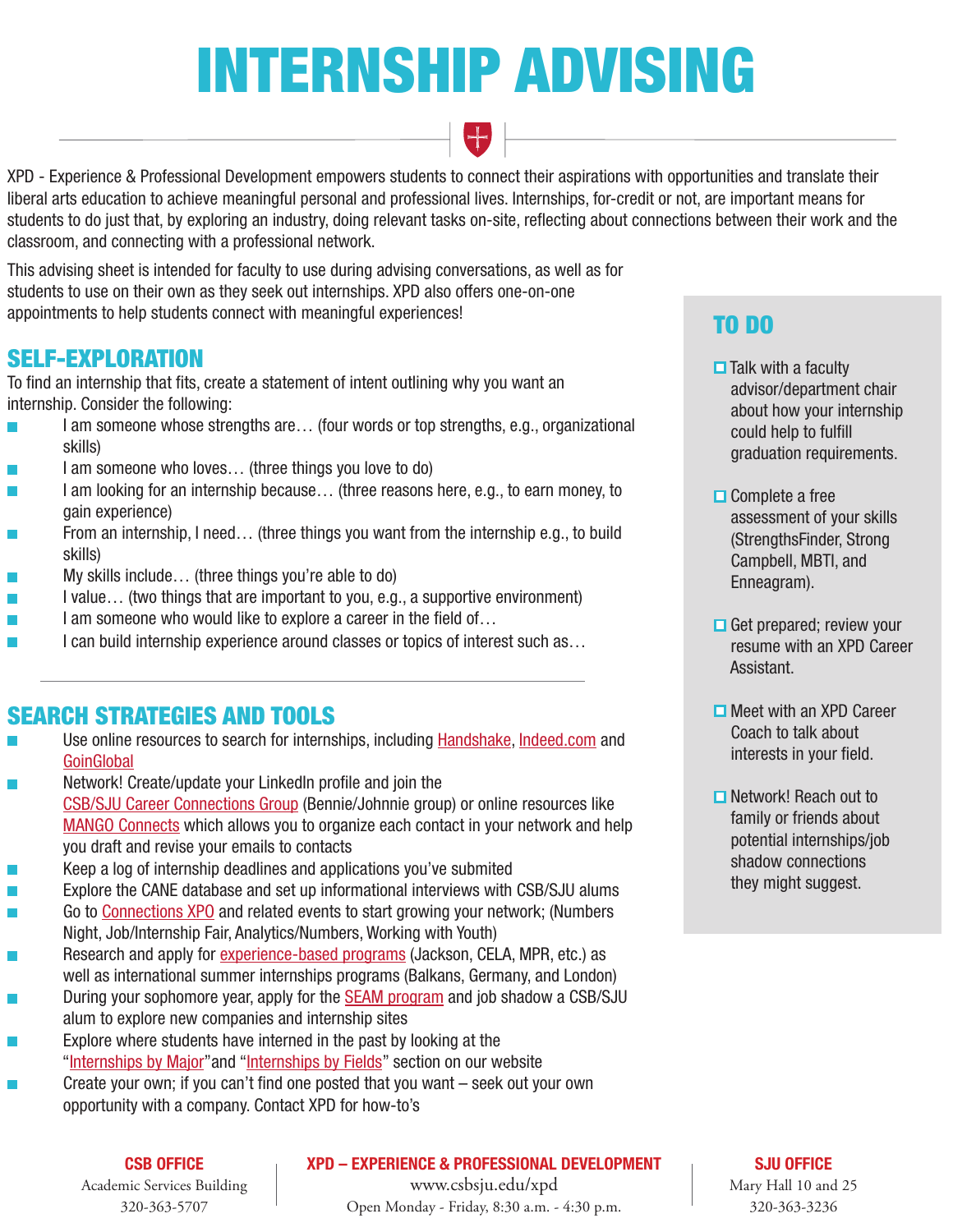# INTERNSHIP ADVISING

XPD - Experience & Professional Development empowers students to connect their aspirations with opportunities and translate their liberal arts education to achieve meaningful personal and professional lives. Internships, for-credit or not, are important means for students to do just that, by exploring an industry, doing relevant tasks on-site, reflecting about connections between their work and the classroom, and connecting with a professional network.

This advising sheet is intended for faculty to use during advising conversations, as well as for students to use on their own as they seek out internships. XPD also offers one-on-one appointments to help students connect with meaningful experiences!

## SELF-EXPLORATION

To find an internship that fits, create a statement of intent outlining why you want an internship. Consider the following:

- I am someone whose strengths are… (four words or top strengths, e.g., organizational skills)
- I am someone who loves… (three things you love to do)
- I am looking for an internship because… (three reasons here, e.g., to earn money, to gain experience)
- From an internship, I need… (three things you want from the internship e.g., to build skills)
- My skills include… (three things you're able to do)
- I value… (two things that are important to you, e.g., a supportive environment)
- I am someone who would like to explore a career in the field of…
- I can build internship experience around classes or topics of interest such as…

## SEARCH STRATEGIES AND TOOLS

- Use online resources to search for internships, including Handshake, Indeed.com and GoinGlobal
- Network! Create/update your LinkedIn profile and join the CSB/SJU Career Connections Group (Bennie/Johnnie group) or online resources like MANGO Connects which allows you to organize each contact in your network and help you draft and revise your emails to contacts
- Keep a log of internship deadlines and applications you've submited
- Explore the CANE database and set up informational interviews with CSB/SJU alums
- Go to Connections XPO and related events to start growing your network; (Numbers Night, Job/Internship Fair, Analytics/Numbers, Working with Youth)
- Research and apply for experience-based programs (Jackson, CELA, MPR, etc.) as well as international summer internships programs (Balkans, Germany, and London)
- During your sophomore year, apply for the SEAM program and job shadow a CSB/SJU alum to explore new companies and internship sites
- Explore where students have interned in the past by looking at the "Internships by Major"and "Internships by Fields" section on our website
- Create your own; if you can't find one posted that you want – seek out your own opportunity with a company. Contact XPD for how-to's

## TO DO

- [ ] Talk with a faculty advisor/department chair about how your internship could help to fulfill graduation requirements.
- [ ] Complete a free assessment of your skills (StrengthsFinder, Strong Campbell, MBTI, and Enneagram).
- [ ] Get prepared; review your resume with an XPD Career Assistant.
- [ ] Meet with an XPD Career Coach to talk about interests in your field.
- [ ] Network! Reach out to family or friends about potential internships/job shadow connections they might suggest.

**CSB OFFICE**
Academic Services Building
320-363-5707

**XPD – EXPERIENCE & PROFESSIONAL DEVELOPMENT**
www.csbsju.edu/xpd
Open Monday - Friday, 8:30 a.m. - 4:30 p.m.

**SJU OFFICE**
Mary Hall 10 and 25
320-363-3236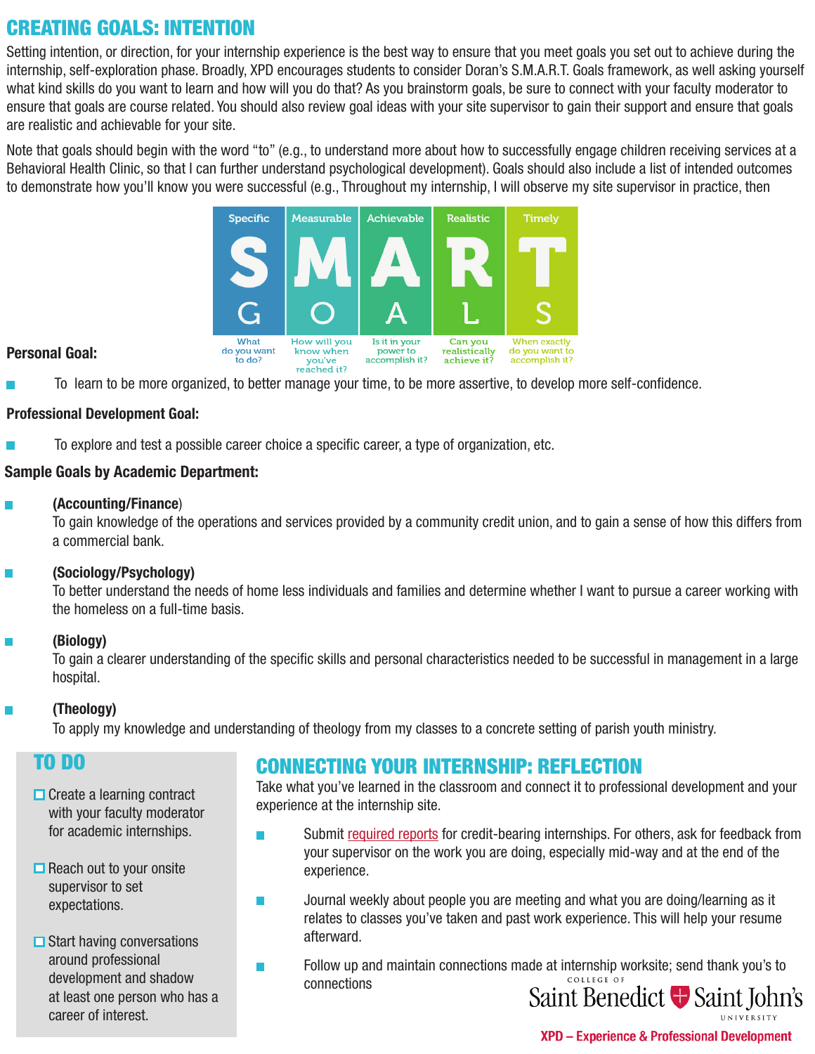## CREATING GOALS: INTENTION

Setting intention, or direction, for your internship experience is the best way to ensure that you meet goals you set out to achieve during the internship, self-exploration phase. Broadly, XPD encourages students to consider Doran's S.M.A.R.T. Goals framework, as well asking yourself what kind skills do you want to learn and how will you do that? As you brainstorm goals, be sure to connect with your faculty moderator to ensure that goals are course related. You should also review goal ideas with your site supervisor to gain their support and ensure that goals are realistic and achievable for your site.

Note that goals should begin with the word "to" (e.g., to understand more about how to successfully engage children receiving services at a Behavioral Health Clinic, so that I can further understand psychological development). Goals should also include a list of intended outcomes to demonstrate how you'll know you were successful (e.g., Throughout my internship, I will observe my site supervisor in practice, then

Specific — S — G — What do you want to do?

Measurable — M — O — How will you know when you've reached it?

Achievable — A — A — Is it in your power to accomplish it?

Realistic — R — L — Can you realistically achieve it?

Timely — T — S — When exactly do you want to accomplish it?

**Personal Goal:**

- To learn to be more organized, to better manage your time, to be more assertive, to develop more self-confidence.

**Professional Development Goal:**

- To explore and test a possible career choice a specific career, a type of organization, etc.

**Sample Goals by Academic Department:**

- **(Accounting/Finance)**
  To gain knowledge of the operations and services provided by a community credit union, and to gain a sense of how this differs from a commercial bank.

- **(Sociology/Psychology)**
  To better understand the needs of home less individuals and families and determine whether I want to pursue a career working with the homeless on a full-time basis.

- **(Biology)**
  To gain a clearer understanding of the specific skills and personal characteristics needed to be successful in management in a large hospital.

- **(Theology)**
  To apply my knowledge and understanding of theology from my classes to a concrete setting of parish youth ministry.

### TO DO

- [ ] Create a learning contract with your faculty moderator for academic internships.
- [ ] Reach out to your onsite supervisor to set expectations.
- [ ] Start having conversations around professional development and shadow at least one person who has a career of interest.

## CONNECTING YOUR INTERNSHIP: REFLECTION

Take what you've learned in the classroom and connect it to professional development and your experience at the internship site.

- Submit required reports for credit-bearing internships. For others, ask for feedback from your supervisor on the work you are doing, especially mid-way and at the end of the experience.
- Journal weekly about people you are meeting and what you are doing/learning as it relates to classes you've taken and past work experience. This will help your resume afterward.
- Follow up and maintain connections made at internship worksite; send thank you's to connections

College of Saint Benedict | Saint John's University

XPD – Experience & Professional Development